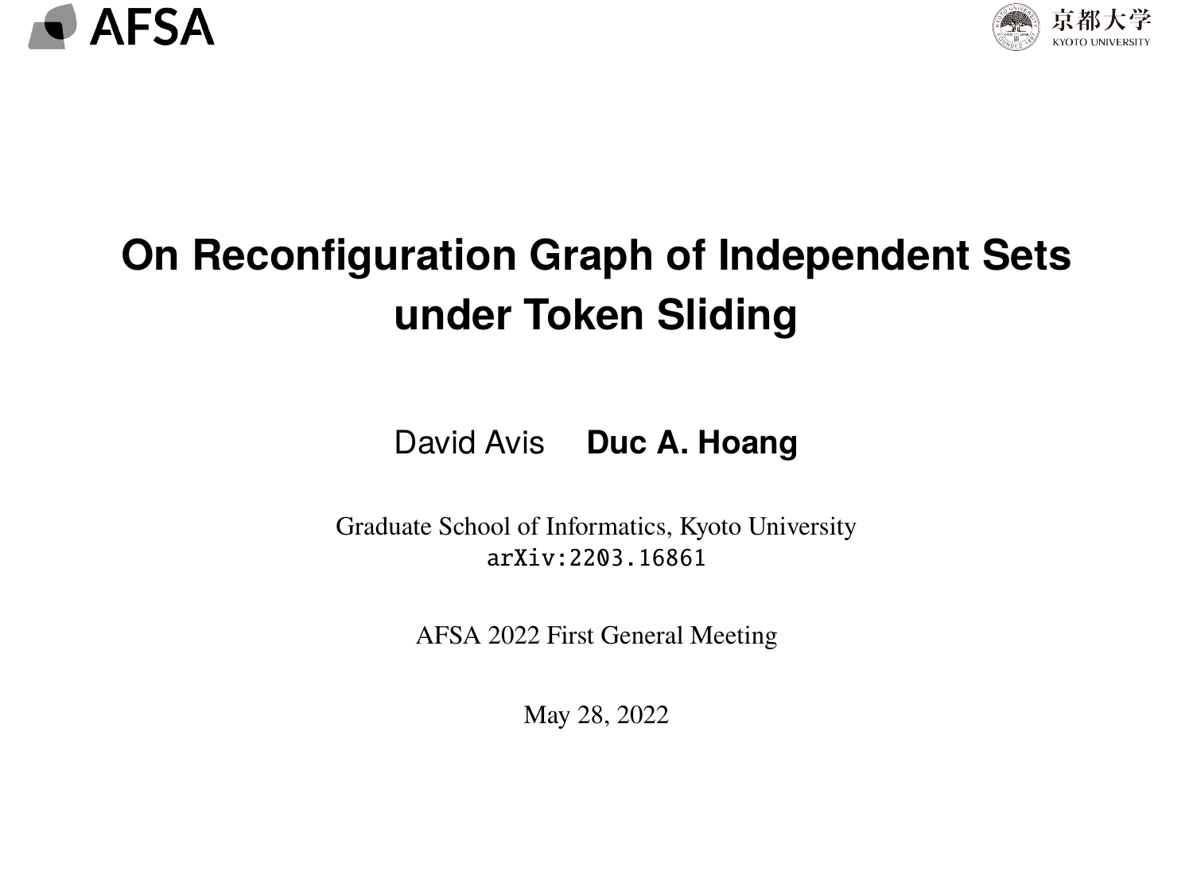# On Reconfiguration Graph of Independent Sets under Token Sliding

David Avis **Duc A. Hoang**

Graduate School of Informatics, Kyoto University

arXiv:2203.16861

AFSA 2022 First General Meeting

May 28, 2022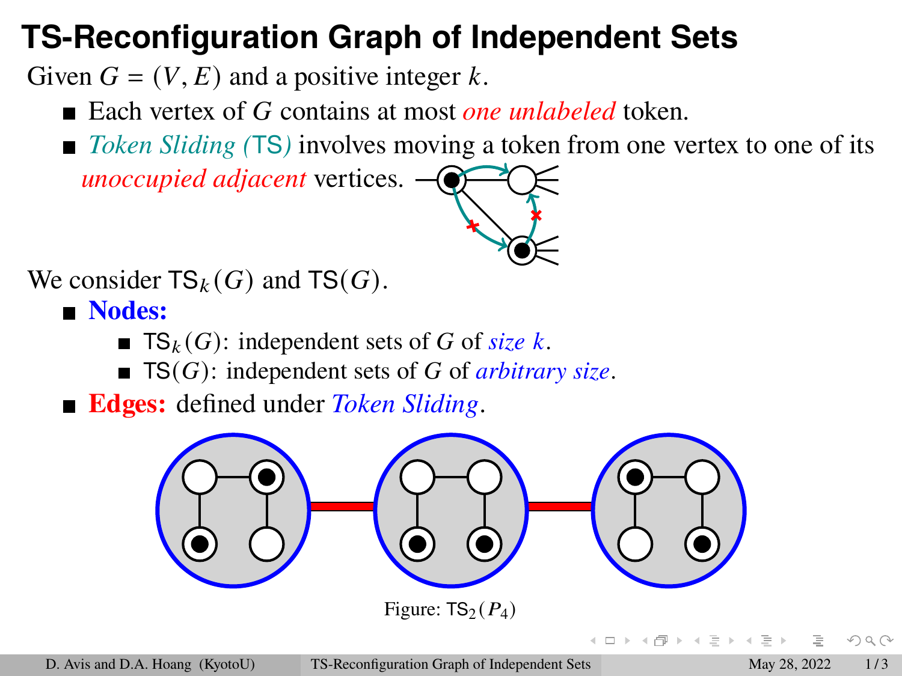# TS-Reconfiguration Graph of Independent Sets

Given $G = (V, E)$ and a positive integer $k$.

- Each vertex of $G$ contains at most *one unlabeled* token.
- *Token Sliding (TS)* involves moving a token from one vertex to one of its *unoccupied adjacent* vertices.

We consider $\mathsf{TS}_k(G)$ and $\mathsf{TS}(G)$.

- **Nodes:**
  - $\mathsf{TS}_k(G)$: independent sets of $G$ of *size $k$*.
  - $\mathsf{TS}(G)$: independent sets of $G$ of *arbitrary size*.
- **Edges:** defined under *Token Sliding*.

Figure: $\mathsf{TS}_2(P_4)$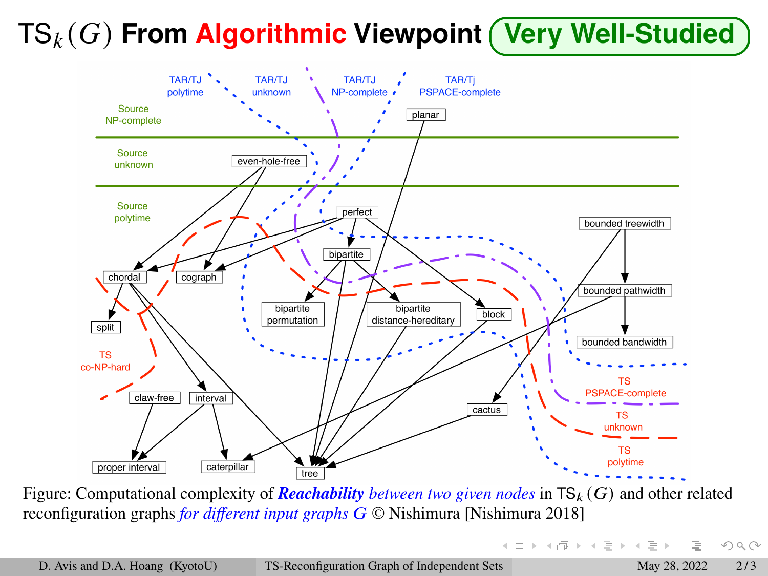# $\mathsf{TS}_k(G)$ From Algorithmic Viewpoint **Very Well-Studied**

Figure: Computational complexity of ***Reachability*** *between two given nodes* in $\mathsf{TS}_k(G)$ and other related reconfiguration graphs *for different input graphs* $G$ © Nishimura [Nishimura 2018]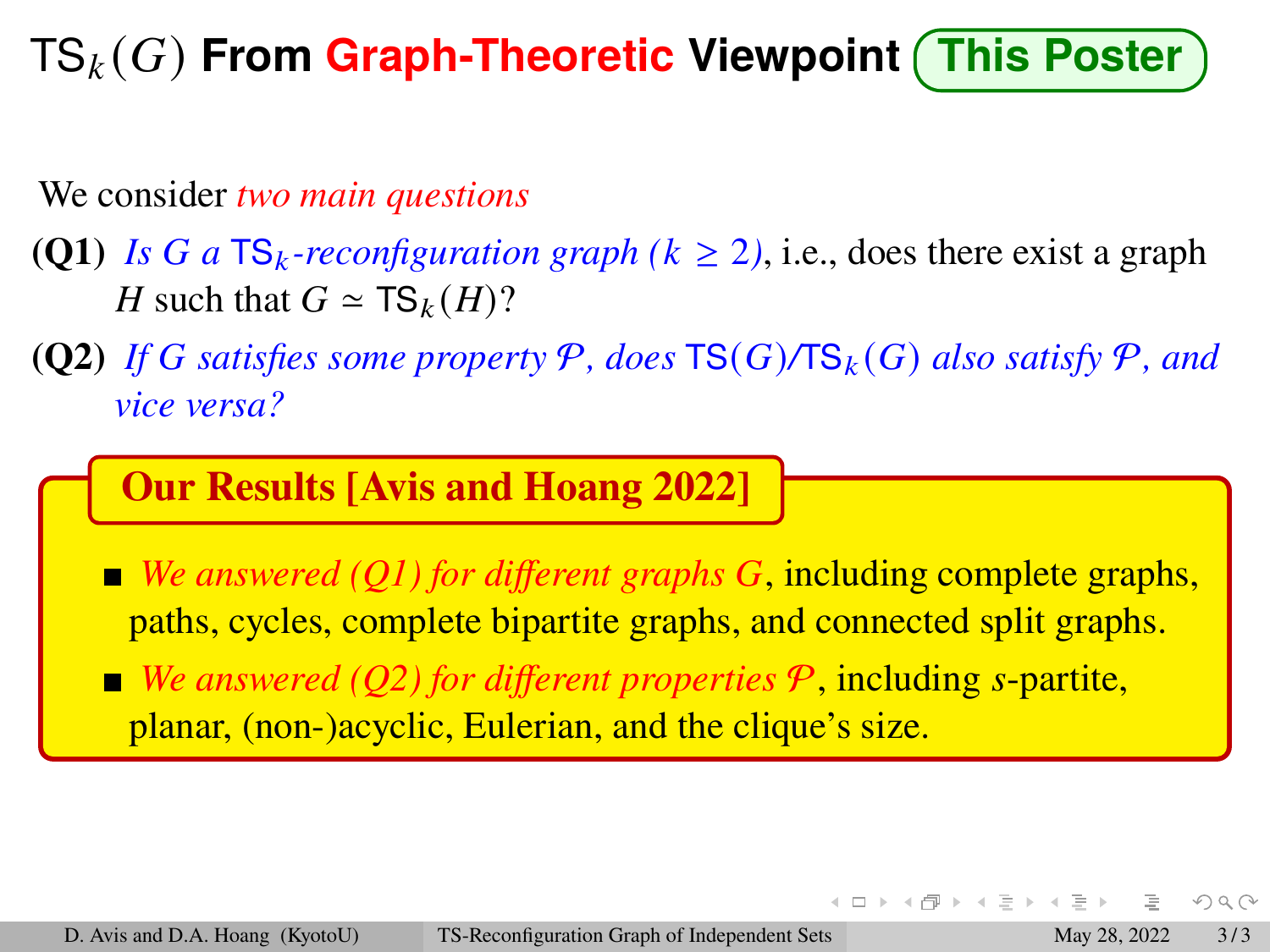# $\mathsf{TS}_k(G)$ From Graph-Theoretic Viewpoint (This Poster)

We consider *two main questions*

**(Q1)** *Is $G$ a $\mathsf{TS}_k$-reconfiguration graph ($k \geq 2$)*, i.e., does there exist a graph $H$ such that $G \simeq \mathsf{TS}_k(H)$?

**(Q2)** *If $G$ satisfies some property $\mathcal{P}$, does $\mathsf{TS}(G)$/$\mathsf{TS}_k(G)$ also satisfy $\mathcal{P}$, and vice versa?*

## Our Results [Avis and Hoang 2022]

- *We answered (Q1) for different graphs $G$*, including complete graphs, paths, cycles, complete bipartite graphs, and connected split graphs.
- *We answered (Q2) for different properties $\mathcal{P}$*, including $s$-partite, planar, (non-)acyclic, Eulerian, and the clique's size.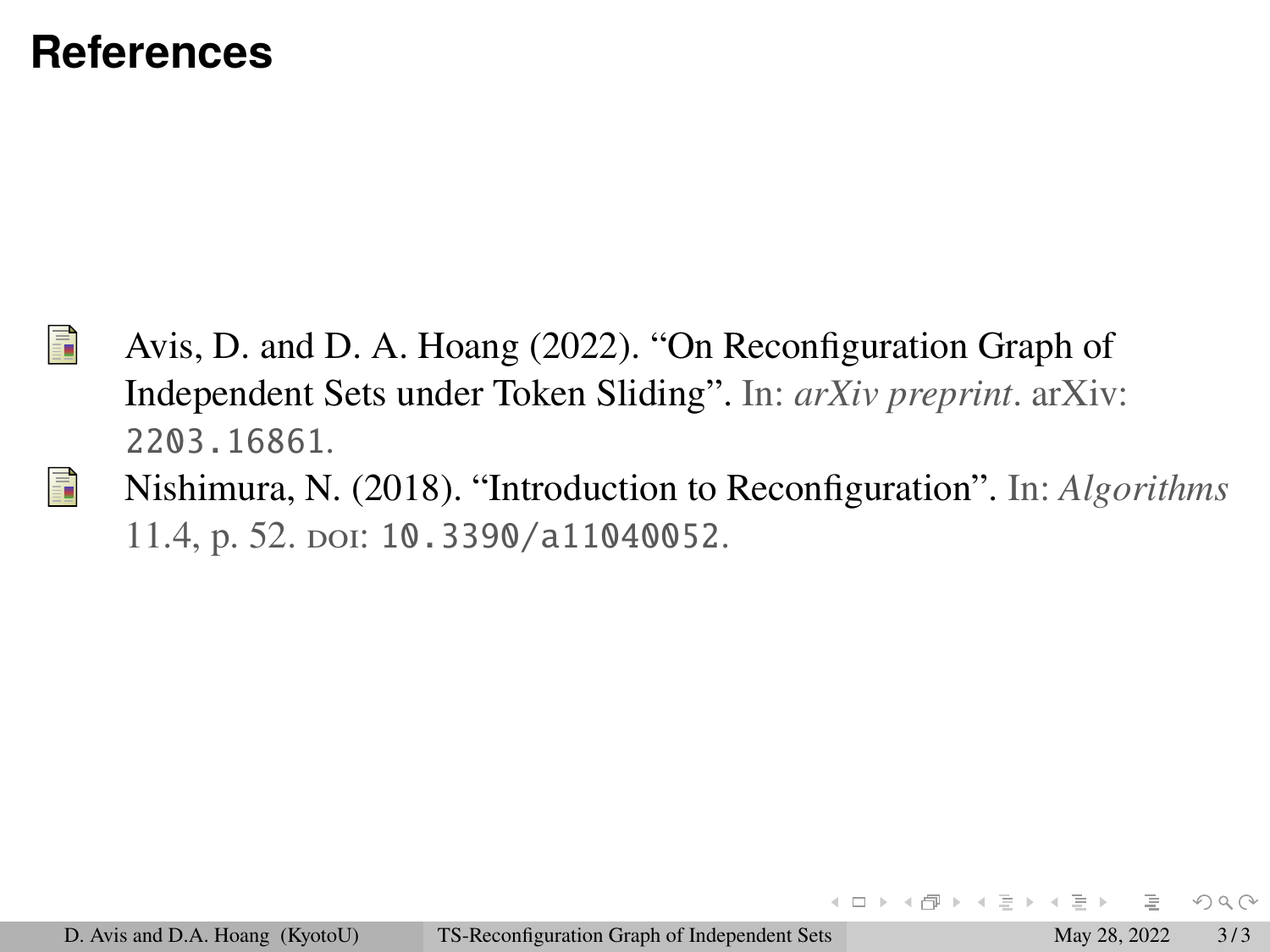# References

- Avis, D. and D. A. Hoang (2022). "On Reconfiguration Graph of Independent Sets under Token Sliding". In: *arXiv preprint*. arXiv: 2203.16861.
- Nishimura, N. (2018). "Introduction to Reconfiguration". In: *Algorithms* 11.4, p. 52. DOI: 10.3390/a11040052.